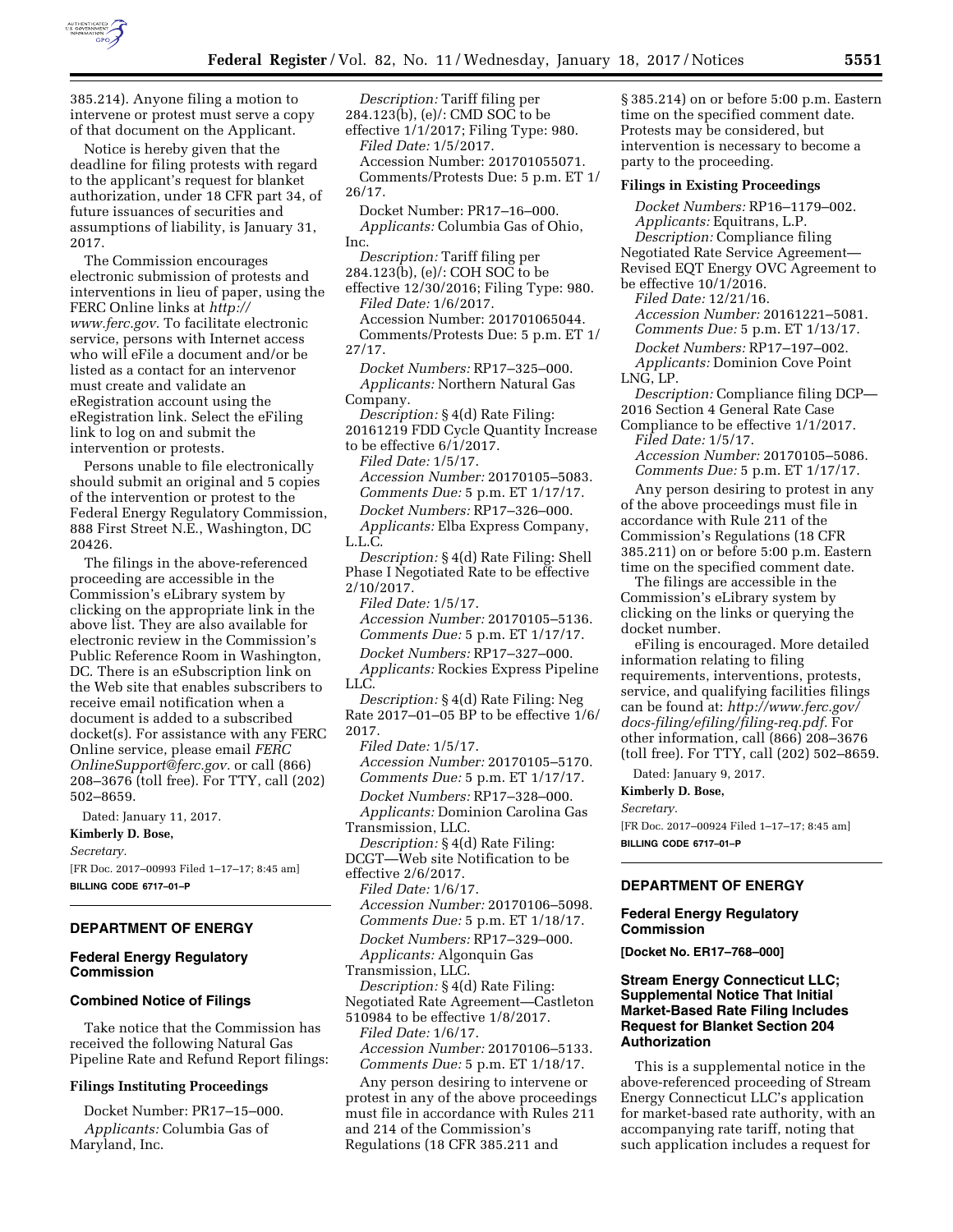385.214). Anyone filing a motion to intervene or protest must serve a copy of that document on the Applicant.

Notice is hereby given that the deadline for filing protests with regard to the applicant's request for blanket authorization, under 18 CFR part 34, of future issuances of securities and assumptions of liability, is January 31, 2017.

The Commission encourages electronic submission of protests and interventions in lieu of paper, using the FERC Online links at *http://www.ferc.gov.* To facilitate electronic service, persons with Internet access who will eFile a document and/or be listed as a contact for an intervenor must create and validate an eRegistration account using the eRegistration link. Select the eFiling link to log on and submit the intervention or protests.

Persons unable to file electronically should submit an original and 5 copies of the intervention or protest to the Federal Energy Regulatory Commission, 888 First Street N.E., Washington, DC 20426.

The filings in the above-referenced proceeding are accessible in the Commission's eLibrary system by clicking on the appropriate link in the above list. They are also available for electronic review in the Commission's Public Reference Room in Washington, DC. There is an eSubscription link on the Web site that enables subscribers to receive email notification when a document is added to a subscribed docket(s). For assistance with any FERC Online service, please email *FERC OnlineSupport@ferc.gov.* or call (866) 208–3676 (toll free). For TTY, call (202) 502–8659.

Dated: January 11, 2017.

**Kimberly D. Bose,**

*Secretary.*

[FR Doc. 2017–00993 Filed 1–17–17; 8:45 am]

**BILLING CODE 6717–01–P**

---

## DEPARTMENT OF ENERGY

### Federal Energy Regulatory Commission

### Combined Notice of Filings

Take notice that the Commission has received the following Natural Gas Pipeline Rate and Refund Report filings:

#### Filings Instituting Proceedings

Docket Number: PR17–15–000.

*Applicants:* Columbia Gas of Maryland, Inc.

*Description:* Tariff filing per 284.123(b), (e)/: CMD SOC to be effective 1/1/2017; Filing Type: 980.

*Filed Date:* 1/5/2017.

Accession Number: 201701055071.

Comments/Protests Due: 5 p.m. ET 1/26/17.

Docket Number: PR17–16–000.

*Applicants:* Columbia Gas of Ohio, Inc.

*Description:* Tariff filing per 284.123(b), (e)/: COH SOC to be effective 12/30/2016; Filing Type: 980.

*Filed Date:* 1/6/2017.

Accession Number: 201701065044.

Comments/Protests Due: 5 p.m. ET 1/27/17.

*Docket Numbers:* RP17–325–000.

*Applicants:* Northern Natural Gas Company.

*Description:* § 4(d) Rate Filing: 20161219 FDD Cycle Quantity Increase to be effective 6/1/2017.

*Filed Date:* 1/5/17.

*Accession Number:* 20170105–5083.

*Comments Due:* 5 p.m. ET 1/17/17.

*Docket Numbers:* RP17–326–000.

*Applicants:* Elba Express Company, L.L.C.

*Description:* § 4(d) Rate Filing: Shell Phase I Negotiated Rate to be effective 2/10/2017.

*Filed Date:* 1/5/17.

*Accession Number:* 20170105–5136.

*Comments Due:* 5 p.m. ET 1/17/17.

*Docket Numbers:* RP17–327–000.

*Applicants:* Rockies Express Pipeline LLC.

*Description:* § 4(d) Rate Filing: Neg Rate 2017–01–05 BP to be effective 1/6/2017.

*Filed Date:* 1/5/17.

*Accession Number:* 20170105–5170.

*Comments Due:* 5 p.m. ET 1/17/17.

*Docket Numbers:* RP17–328–000.

*Applicants:* Dominion Carolina Gas Transmission, LLC.

*Description:* § 4(d) Rate Filing: DCGT—Web site Notification to be effective 2/6/2017.

*Filed Date:* 1/6/17.

*Accession Number:* 20170106–5098.

*Comments Due:* 5 p.m. ET 1/18/17.

*Docket Numbers:* RP17–329–000.

*Applicants:* Algonquin Gas Transmission, LLC.

*Description:* § 4(d) Rate Filing: Negotiated Rate Agreement—Castleton 510984 to be effective 1/8/2017.

*Filed Date:* 1/6/17.

*Accession Number:* 20170106–5133.

*Comments Due:* 5 p.m. ET 1/18/17.

Any person desiring to intervene or protest in any of the above proceedings must file in accordance with Rules 211 and 214 of the Commission's Regulations (18 CFR 385.211 and § 385.214) on or before 5:00 p.m. Eastern time on the specified comment date. Protests may be considered, but intervention is necessary to become a party to the proceeding.

#### Filings in Existing Proceedings

*Docket Numbers:* RP16–1179–002.

*Applicants:* Equitrans, L.P.

*Description:* Compliance filing Negotiated Rate Service Agreement—Revised EQT Energy OVC Agreement to be effective 10/1/2016.

*Filed Date:* 12/21/16.

*Accession Number:* 20161221–5081.

*Comments Due:* 5 p.m. ET 1/13/17.

*Docket Numbers:* RP17–197–002.

*Applicants:* Dominion Cove Point LNG, LP.

*Description:* Compliance filing DCP—2016 Section 4 General Rate Case Compliance to be effective 1/1/2017.

*Filed Date:* 1/5/17.

*Accession Number:* 20170105–5086.

*Comments Due:* 5 p.m. ET 1/17/17.

Any person desiring to protest in any of the above proceedings must file in accordance with Rule 211 of the Commission's Regulations (18 CFR 385.211) on or before 5:00 p.m. Eastern time on the specified comment date.

The filings are accessible in the Commission's eLibrary system by clicking on the links or querying the docket number.

eFiling is encouraged. More detailed information relating to filing requirements, interventions, protests, service, and qualifying facilities filings can be found at: *http://www.ferc.gov/docs-filing/efiling/filing-req.pdf*. For other information, call (866) 208–3676 (toll free). For TTY, call (202) 502–8659.

Dated: January 9, 2017.

**Kimberly D. Bose,**

*Secretary.*

[FR Doc. 2017–00924 Filed 1–17–17; 8:45 am]

**BILLING CODE 6717–01–P**

---

## DEPARTMENT OF ENERGY

### Federal Energy Regulatory Commission

**[Docket No. ER17–768–000]**

### Stream Energy Connecticut LLC; Supplemental Notice That Initial Market-Based Rate Filing Includes Request for Blanket Section 204 Authorization

This is a supplemental notice in the above-referenced proceeding of Stream Energy Connecticut LLC's application for market-based rate authority, with an accompanying rate tariff, noting that such application includes a request for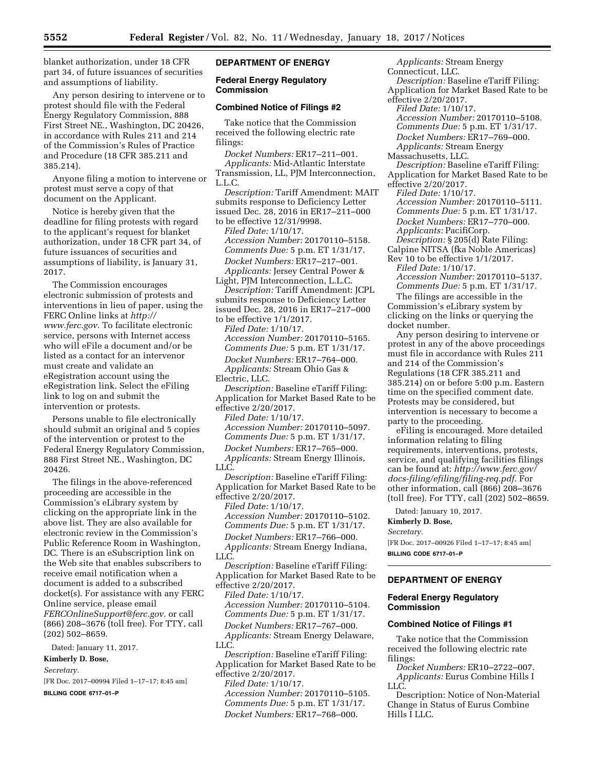blanket authorization, under 18 CFR part 34, of future issuances of securities and assumptions of liability.

Any person desiring to intervene or to protest should file with the Federal Energy Regulatory Commission, 888 First Street NE., Washington, DC 20426, in accordance with Rules 211 and 214 of the Commission's Rules of Practice and Procedure (18 CFR 385.211 and 385.214).

Anyone filing a motion to intervene or protest must serve a copy of that document on the Applicant.

Notice is hereby given that the deadline for filing protests with regard to the applicant's request for blanket authorization, under 18 CFR part 34, of future issuances of securities and assumptions of liability, is January 31, 2017.

The Commission encourages electronic submission of protests and interventions in lieu of paper, using the FERC Online links at *http://www.ferc.gov.* To facilitate electronic service, persons with Internet access who will eFile a document and/or be listed as a contact for an intervenor must create and validate an eRegistration account using the eRegistration link. Select the eFiling link to log on and submit the intervention or protests.

Persons unable to file electronically should submit an original and 5 copies of the intervention or protest to the Federal Energy Regulatory Commission, 888 First Street NE., Washington, DC 20426.

The filings in the above-referenced proceeding are accessible in the Commission's eLibrary system by clicking on the appropriate link in the above list. They are also available for electronic review in the Commission's Public Reference Room in Washington, DC. There is an eSubscription link on the Web site that enables subscribers to receive email notification when a document is added to a subscribed docket(s). For assistance with any FERC Online service, please email *FERCOnlineSupport@ferc.gov.* or call (866) 208–3676 (toll free). For TTY, call (202) 502–8659.

Dated: January 11, 2017.

**Kimberly D. Bose,**

*Secretary.*

[FR Doc. 2017–00994 Filed 1–17–17; 8:45 am]

**BILLING CODE 6717–01–P**

## DEPARTMENT OF ENERGY

### Federal Energy Regulatory Commission

#### Combined Notice of Filings #2

Take notice that the Commission received the following electric rate filings:

*Docket Numbers:* ER17–211–001.
*Applicants:* Mid-Atlantic Interstate Transmission, LL, PJM Interconnection, L.L.C.
*Description:* Tariff Amendment: MAIT submits response to Deficiency Letter issued Dec. 28, 2016 in ER17–211–000 to be effective 12/31/9998.
*Filed Date:* 1/10/17.
*Accession Number:* 20170110–5158.
*Comments Due:* 5 p.m. ET 1/31/17.

*Docket Numbers:* ER17–217–001.
*Applicants:* Jersey Central Power & Light, PJM Interconnection, L.L.C.
*Description:* Tariff Amendment: JCPL submits response to Deficiency Letter issued Dec. 28, 2016 in ER17–217–000 to be effective 1/1/2017.
*Filed Date:* 1/10/17.
*Accession Number:* 20170110–5165.
*Comments Due:* 5 p.m. ET 1/31/17.

*Docket Numbers:* ER17–764–000.
*Applicants:* Stream Ohio Gas & Electric, LLC.
*Description:* Baseline eTariff Filing: Application for Market Based Rate to be effective 2/20/2017.
*Filed Date:* 1/10/17.
*Accession Number:* 20170110–5097.
*Comments Due:* 5 p.m. ET 1/31/17.

*Docket Numbers:* ER17–765–000.
*Applicants:* Stream Energy Illinois, LLC.
*Description:* Baseline eTariff Filing: Application for Market Based Rate to be effective 2/20/2017.
*Filed Date:* 1/10/17.
*Accession Number:* 20170110–5102.
*Comments Due:* 5 p.m. ET 1/31/17.

*Docket Numbers:* ER17–766–000.
*Applicants:* Stream Energy Indiana, LLC.
*Description:* Baseline eTariff Filing: Application for Market Based Rate to be effective 2/20/2017.
*Filed Date:* 1/10/17.
*Accession Number:* 20170110–5104.
*Comments Due:* 5 p.m. ET 1/31/17.

*Docket Numbers:* ER17–767–000.
*Applicants:* Stream Energy Delaware, LLC.
*Description:* Baseline eTariff Filing: Application for Market Based Rate to be effective 2/20/2017.
*Filed Date:* 1/10/17.
*Accession Number:* 20170110–5105.
*Comments Due:* 5 p.m. ET 1/31/17.

*Docket Numbers:* ER17–768–000.
*Applicants:* Stream Energy Connecticut, LLC.
*Description:* Baseline eTariff Filing: Application for Market Based Rate to be effective 2/20/2017.
*Filed Date:* 1/10/17.
*Accession Number:* 20170110–5108.
*Comments Due:* 5 p.m. ET 1/31/17.

*Docket Numbers:* ER17–769–000.
*Applicants:* Stream Energy Massachusetts, LLC.
*Description:* Baseline eTariff Filing: Application for Market Based Rate to be effective 2/20/2017.
*Filed Date:* 1/10/17.
*Accession Number:* 20170110–5111.
*Comments Due:* 5 p.m. ET 1/31/17.

*Docket Numbers:* ER17–770–000.
*Applicants:* PacifiCorp.
*Description:* § 205(d) Rate Filing: Calpine NITSA (fka Noble Americas) Rev 10 to be effective 1/1/2017.
*Filed Date:* 1/10/17.
*Accession Number:* 20170110–5137.
*Comments Due:* 5 p.m. ET 1/31/17.

The filings are accessible in the Commission's eLibrary system by clicking on the links or querying the docket number.

Any person desiring to intervene or protest in any of the above proceedings must file in accordance with Rules 211 and 214 of the Commission's Regulations (18 CFR 385.211 and 385.214) on or before 5:00 p.m. Eastern time on the specified comment date. Protests may be considered, but intervention is necessary to become a party to the proceeding.

eFiling is encouraged. More detailed information relating to filing requirements, interventions, protests, service, and qualifying facilities filings can be found at: *http://www.ferc.gov/docs-filing/efiling/filing-req.pdf*. For other information, call (866) 208–3676 (toll free). For TTY, call (202) 502–8659.

Dated: January 10, 2017.

**Kimberly D. Bose,**

*Secretary.*

[FR Doc. 2017–00926 Filed 1–17–17; 8:45 am]

**BILLING CODE 6717–01–P**

## DEPARTMENT OF ENERGY

### Federal Energy Regulatory Commission

#### Combined Notice of Filings #1

Take notice that the Commission received the following electric rate filings:

*Docket Numbers:* ER10–2722–007.
*Applicants:* Eurus Combine Hills I LLC.
Description: Notice of Non-Material Change in Status of Eurus Combine Hills I LLC.